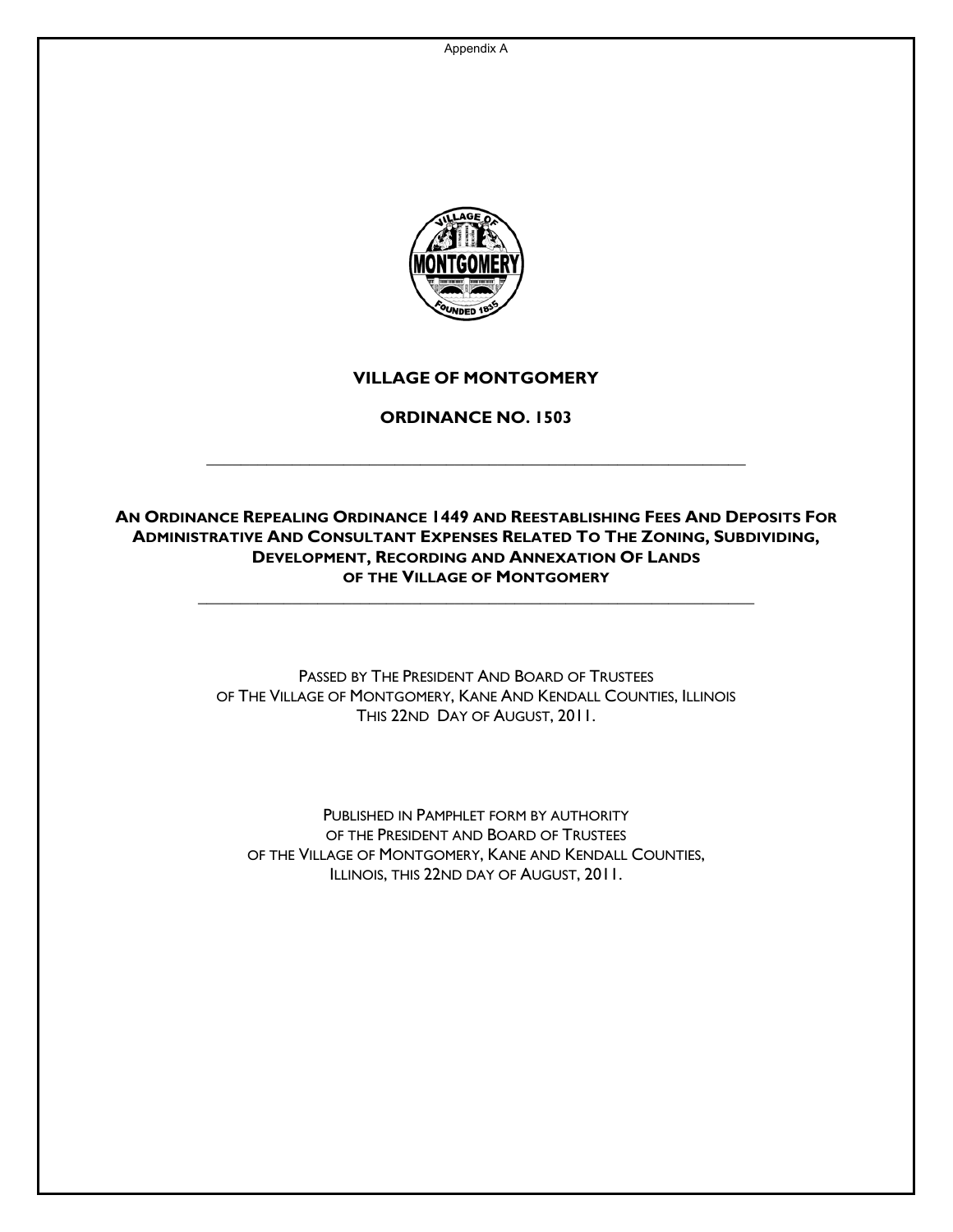Appendix A

# VILLAGE OF MONTGOMERY

## ORDINANCE NO. 1503

---

## AN ORDINANCE REPEALING ORDINANCE 1449 AND REESTABLISHING FEES AND DEPOSITS FOR ADMINISTRATIVE AND CONSULTANT EXPENSES RELATED TO THE ZONING, SUBDIVIDING, DEVELOPMENT, RECORDING AND ANNEXATION OF LANDS OF THE VILLAGE OF MONTGOMERY

---

PASSED BY THE PRESIDENT AND BOARD OF TRUSTEES
OF THE VILLAGE OF MONTGOMERY, KANE AND KENDALL COUNTIES, ILLINOIS
THIS 22ND DAY OF AUGUST, 2011.

PUBLISHED IN PAMPHLET FORM BY AUTHORITY
OF THE PRESIDENT AND BOARD OF TRUSTEES
OF THE VILLAGE OF MONTGOMERY, KANE AND KENDALL COUNTIES,
ILLINOIS, THIS 22ND DAY OF AUGUST, 2011.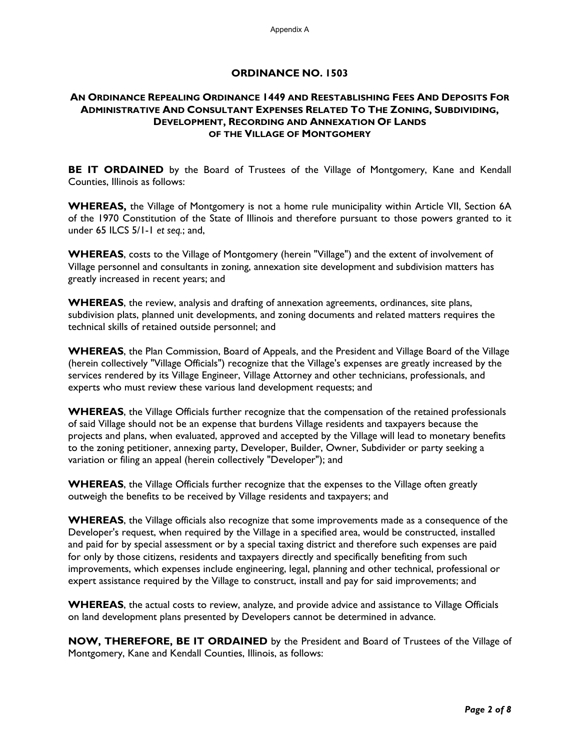## ORDINANCE NO. 1503

### AN ORDINANCE REPEALING ORDINANCE 1449 AND REESTABLISHING FEES AND DEPOSITS FOR ADMINISTRATIVE AND CONSULTANT EXPENSES RELATED TO THE ZONING, SUBDIVIDING, DEVELOPMENT, RECORDING AND ANNEXATION OF LANDS OF THE VILLAGE OF MONTGOMERY

**BE IT ORDAINED** by the Board of Trustees of the Village of Montgomery, Kane and Kendall Counties, Illinois as follows:

**WHEREAS,** the Village of Montgomery is not a home rule municipality within Article VII, Section 6A of the 1970 Constitution of the State of Illinois and therefore pursuant to those powers granted to it under 65 ILCS 5/1-1 *et seq.*; and,

**WHEREAS**, costs to the Village of Montgomery (herein "Village") and the extent of involvement of Village personnel and consultants in zoning, annexation site development and subdivision matters has greatly increased in recent years; and

**WHEREAS**, the review, analysis and drafting of annexation agreements, ordinances, site plans, subdivision plats, planned unit developments, and zoning documents and related matters requires the technical skills of retained outside personnel; and

**WHEREAS**, the Plan Commission, Board of Appeals, and the President and Village Board of the Village (herein collectively "Village Officials") recognize that the Village's expenses are greatly increased by the services rendered by its Village Engineer, Village Attorney and other technicians, professionals, and experts who must review these various land development requests; and

**WHEREAS**, the Village Officials further recognize that the compensation of the retained professionals of said Village should not be an expense that burdens Village residents and taxpayers because the projects and plans, when evaluated, approved and accepted by the Village will lead to monetary benefits to the zoning petitioner, annexing party, Developer, Builder, Owner, Subdivider or party seeking a variation or filing an appeal (herein collectively "Developer"); and

**WHEREAS**, the Village Officials further recognize that the expenses to the Village often greatly outweigh the benefits to be received by Village residents and taxpayers; and

**WHEREAS**, the Village officials also recognize that some improvements made as a consequence of the Developer's request, when required by the Village in a specified area, would be constructed, installed and paid for by special assessment or by a special taxing district and therefore such expenses are paid for only by those citizens, residents and taxpayers directly and specifically benefiting from such improvements, which expenses include engineering, legal, planning and other technical, professional or expert assistance required by the Village to construct, install and pay for said improvements; and

**WHEREAS**, the actual costs to review, analyze, and provide advice and assistance to Village Officials on land development plans presented by Developers cannot be determined in advance.

**NOW, THEREFORE, BE IT ORDAINED** by the President and Board of Trustees of the Village of Montgomery, Kane and Kendall Counties, Illinois, as follows: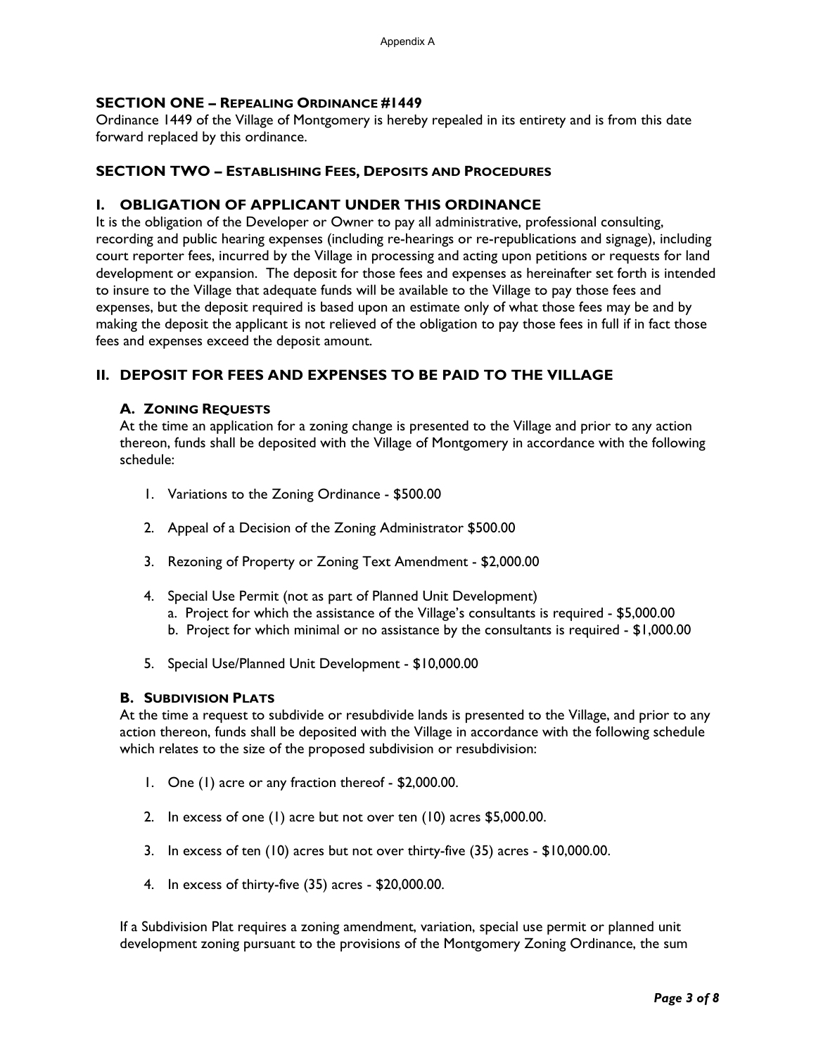## SECTION ONE – REPEALING ORDINANCE #1449

Ordinance 1449 of the Village of Montgomery is hereby repealed in its entirety and is from this date forward replaced by this ordinance.

## SECTION TWO – ESTABLISHING FEES, DEPOSITS AND PROCEDURES

### I. OBLIGATION OF APPLICANT UNDER THIS ORDINANCE

It is the obligation of the Developer or Owner to pay all administrative, professional consulting, recording and public hearing expenses (including re-hearings or re-republications and signage), including court reporter fees, incurred by the Village in processing and acting upon petitions or requests for land development or expansion. The deposit for those fees and expenses as hereinafter set forth is intended to insure to the Village that adequate funds will be available to the Village to pay those fees and expenses, but the deposit required is based upon an estimate only of what those fees may be and by making the deposit the applicant is not relieved of the obligation to pay those fees in full if in fact those fees and expenses exceed the deposit amount.

### II. DEPOSIT FOR FEES AND EXPENSES TO BE PAID TO THE VILLAGE

#### A. ZONING REQUESTS

At the time an application for a zoning change is presented to the Village and prior to any action thereon, funds shall be deposited with the Village of Montgomery in accordance with the following schedule:

1. Variations to the Zoning Ordinance - $500.00
2. Appeal of a Decision of the Zoning Administrator $500.00
3. Rezoning of Property or Zoning Text Amendment - $2,000.00
4. Special Use Permit (not as part of Planned Unit Development)
   a. Project for which the assistance of the Village's consultants is required - $5,000.00
   b. Project for which minimal or no assistance by the consultants is required - $1,000.00
5. Special Use/Planned Unit Development - $10,000.00

#### B. SUBDIVISION PLATS

At the time a request to subdivide or resubdivide lands is presented to the Village, and prior to any action thereon, funds shall be deposited with the Village in accordance with the following schedule which relates to the size of the proposed subdivision or resubdivision:

1. One (1) acre or any fraction thereof - $2,000.00.
2. In excess of one (1) acre but not over ten (10) acres $5,000.00.
3. In excess of ten (10) acres but not over thirty-five (35) acres - $10,000.00.
4. In excess of thirty-five (35) acres - $20,000.00.

If a Subdivision Plat requires a zoning amendment, variation, special use permit or planned unit development zoning pursuant to the provisions of the Montgomery Zoning Ordinance, the sum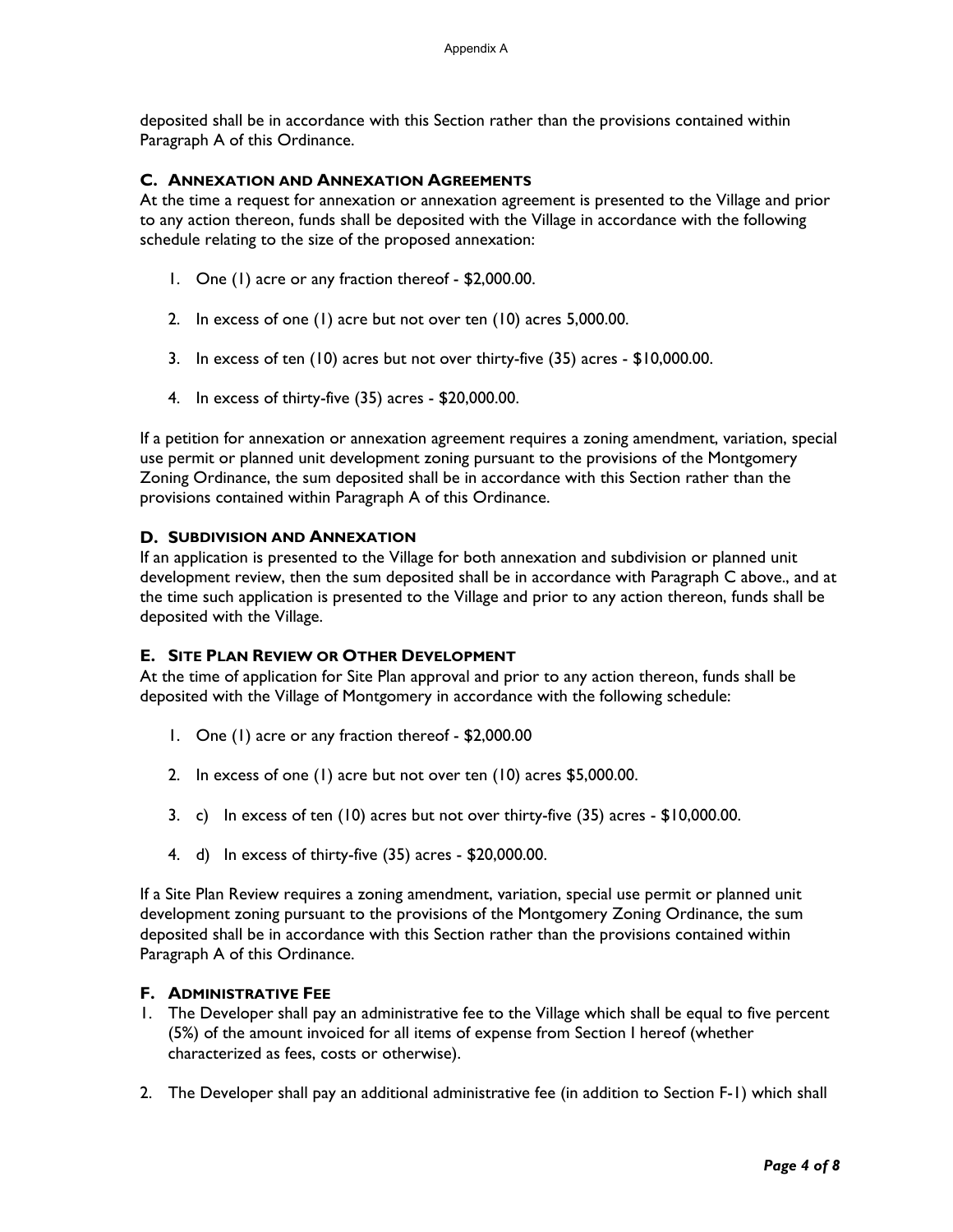deposited shall be in accordance with this Section rather than the provisions contained within Paragraph A of this Ordinance.

### C. Annexation and Annexation Agreements

At the time a request for annexation or annexation agreement is presented to the Village and prior to any action thereon, funds shall be deposited with the Village in accordance with the following schedule relating to the size of the proposed annexation:

1. One (1) acre or any fraction thereof - $2,000.00.
2. In excess of one (1) acre but not over ten (10) acres 5,000.00.
3. In excess of ten (10) acres but not over thirty-five (35) acres - $10,000.00.
4. In excess of thirty-five (35) acres - $20,000.00.

If a petition for annexation or annexation agreement requires a zoning amendment, variation, special use permit or planned unit development zoning pursuant to the provisions of the Montgomery Zoning Ordinance, the sum deposited shall be in accordance with this Section rather than the provisions contained within Paragraph A of this Ordinance.

### D. Subdivision and Annexation

If an application is presented to the Village for both annexation and subdivision or planned unit development review, then the sum deposited shall be in accordance with Paragraph C above., and at the time such application is presented to the Village and prior to any action thereon, funds shall be deposited with the Village.

### E. Site Plan Review or Other Development

At the time of application for Site Plan approval and prior to any action thereon, funds shall be deposited with the Village of Montgomery in accordance with the following schedule:

1. One (1) acre or any fraction thereof - $2,000.00
2. In excess of one (1) acre but not over ten (10) acres $5,000.00.
3. c) In excess of ten (10) acres but not over thirty-five (35) acres - $10,000.00.
4. d) In excess of thirty-five (35) acres - $20,000.00.

If a Site Plan Review requires a zoning amendment, variation, special use permit or planned unit development zoning pursuant to the provisions of the Montgomery Zoning Ordinance, the sum deposited shall be in accordance with this Section rather than the provisions contained within Paragraph A of this Ordinance.

### F. Administrative Fee

1. The Developer shall pay an administrative fee to the Village which shall be equal to five percent (5%) of the amount invoiced for all items of expense from Section I hereof (whether characterized as fees, costs or otherwise).
2. The Developer shall pay an additional administrative fee (in addition to Section F-1) which shall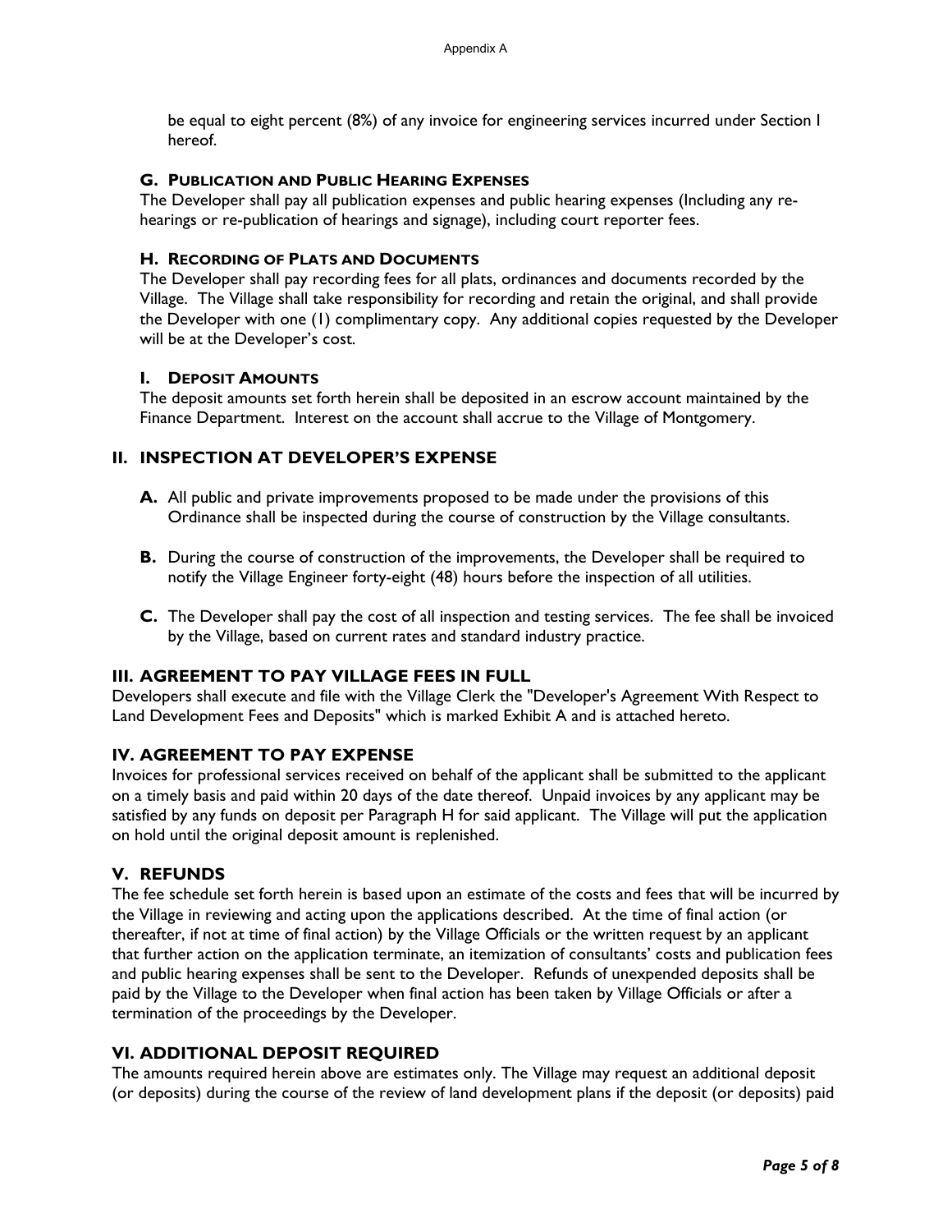be equal to eight percent (8%) of any invoice for engineering services incurred under Section I hereof.

### G. Publication and Public Hearing Expenses

The Developer shall pay all publication expenses and public hearing expenses (Including any re-hearings or re-publication of hearings and signage), including court reporter fees.

### H. Recording of Plats and Documents

The Developer shall pay recording fees for all plats, ordinances and documents recorded by the Village. The Village shall take responsibility for recording and retain the original, and shall provide the Developer with one (1) complimentary copy. Any additional copies requested by the Developer will be at the Developer's cost.

### I. Deposit Amounts

The deposit amounts set forth herein shall be deposited in an escrow account maintained by the Finance Department. Interest on the account shall accrue to the Village of Montgomery.

## II. INSPECTION AT DEVELOPER'S EXPENSE

**A.** All public and private improvements proposed to be made under the provisions of this Ordinance shall be inspected during the course of construction by the Village consultants.

**B.** During the course of construction of the improvements, the Developer shall be required to notify the Village Engineer forty-eight (48) hours before the inspection of all utilities.

**C.** The Developer shall pay the cost of all inspection and testing services. The fee shall be invoiced by the Village, based on current rates and standard industry practice.

## III. AGREEMENT TO PAY VILLAGE FEES IN FULL

Developers shall execute and file with the Village Clerk the "Developer's Agreement With Respect to Land Development Fees and Deposits" which is marked Exhibit A and is attached hereto.

## IV. AGREEMENT TO PAY EXPENSE

Invoices for professional services received on behalf of the applicant shall be submitted to the applicant on a timely basis and paid within 20 days of the date thereof. Unpaid invoices by any applicant may be satisfied by any funds on deposit per Paragraph H for said applicant. The Village will put the application on hold until the original deposit amount is replenished.

## V. REFUNDS

The fee schedule set forth herein is based upon an estimate of the costs and fees that will be incurred by the Village in reviewing and acting upon the applications described. At the time of final action (or thereafter, if not at time of final action) by the Village Officials or the written request by an applicant that further action on the application terminate, an itemization of consultants' costs and publication fees and public hearing expenses shall be sent to the Developer. Refunds of unexpended deposits shall be paid by the Village to the Developer when final action has been taken by Village Officials or after a termination of the proceedings by the Developer.

## VI. ADDITIONAL DEPOSIT REQUIRED

The amounts required herein above are estimates only. The Village may request an additional deposit (or deposits) during the course of the review of land development plans if the deposit (or deposits) paid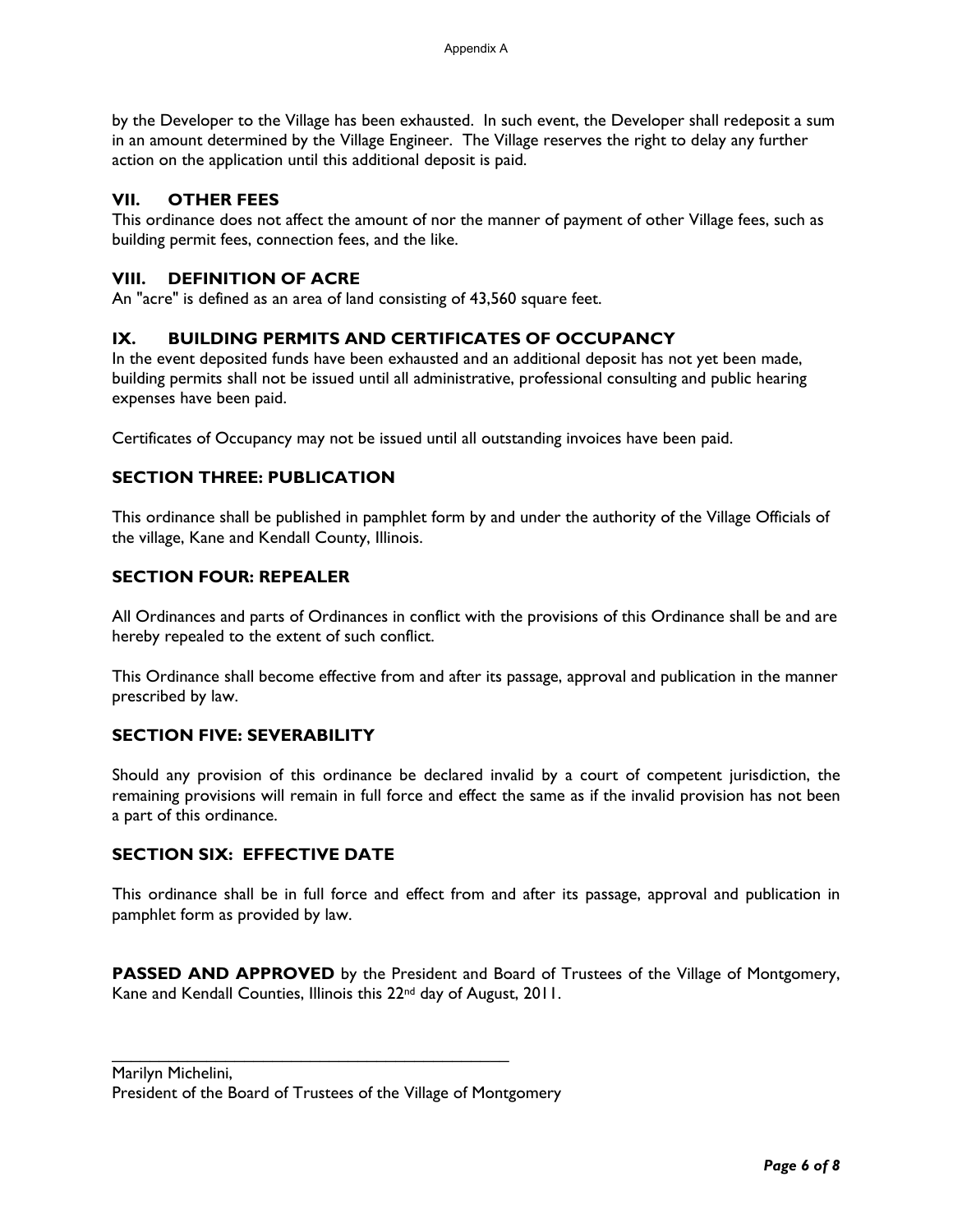by the Developer to the Village has been exhausted. In such event, the Developer shall redeposit a sum in an amount determined by the Village Engineer. The Village reserves the right to delay any further action on the application until this additional deposit is paid.

### VII. OTHER FEES

This ordinance does not affect the amount of nor the manner of payment of other Village fees, such as building permit fees, connection fees, and the like.

### VIII. DEFINITION OF ACRE

An "acre" is defined as an area of land consisting of 43,560 square feet.

### IX. BUILDING PERMITS AND CERTIFICATES OF OCCUPANCY

In the event deposited funds have been exhausted and an additional deposit has not yet been made, building permits shall not be issued until all administrative, professional consulting and public hearing expenses have been paid.

Certificates of Occupancy may not be issued until all outstanding invoices have been paid.

## SECTION THREE: PUBLICATION

This ordinance shall be published in pamphlet form by and under the authority of the Village Officials of the village, Kane and Kendall County, Illinois.

## SECTION FOUR: REPEALER

All Ordinances and parts of Ordinances in conflict with the provisions of this Ordinance shall be and are hereby repealed to the extent of such conflict.

This Ordinance shall become effective from and after its passage, approval and publication in the manner prescribed by law.

## SECTION FIVE: SEVERABILITY

Should any provision of this ordinance be declared invalid by a court of competent jurisdiction, the remaining provisions will remain in full force and effect the same as if the invalid provision has not been a part of this ordinance.

## SECTION SIX: EFFECTIVE DATE

This ordinance shall be in full force and effect from and after its passage, approval and publication in pamphlet form as provided by law.

**PASSED AND APPROVED** by the President and Board of Trustees of the Village of Montgomery, Kane and Kendall Counties, Illinois this 22nd day of August, 2011.

\_\_\_\_\_\_\_\_\_\_\_\_\_\_\_\_\_\_\_\_\_\_\_\_\_\_\_\_\_\_\_\_\_\_\_\_\_\_\_\_\_\_\_\_

Marilyn Michelini,
President of the Board of Trustees of the Village of Montgomery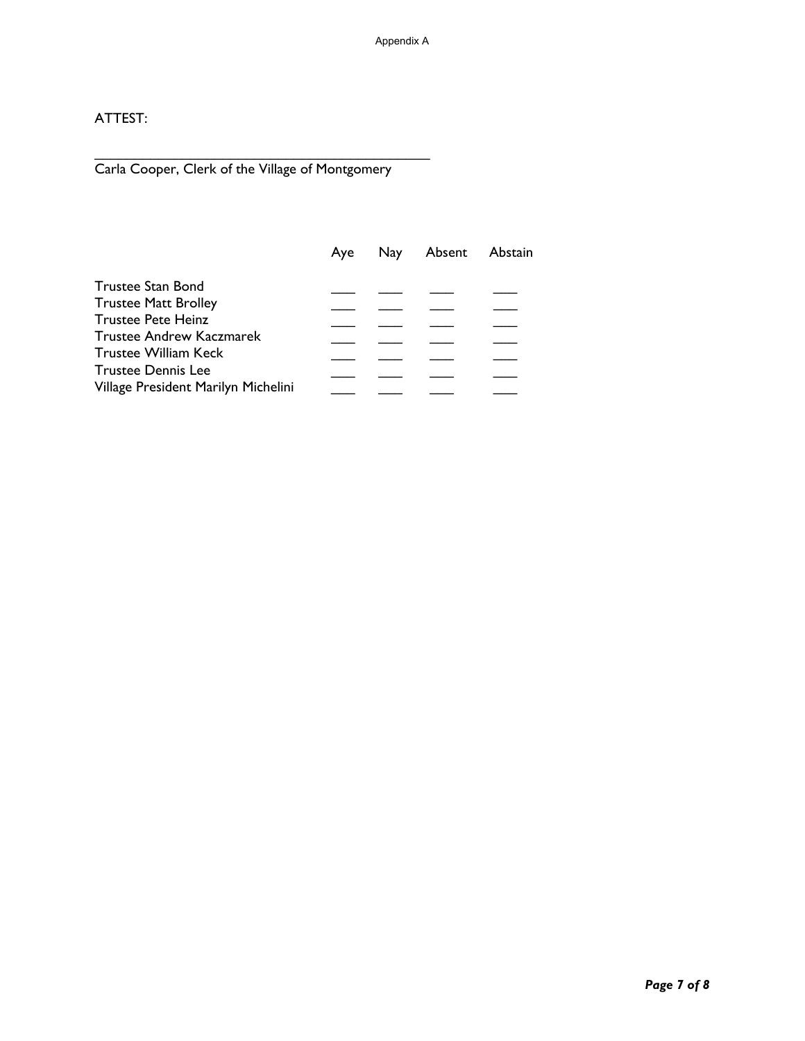ATTEST:

\_\_\_\_\_\_\_\_\_\_\_\_\_\_\_\_\_\_\_\_\_\_\_\_\_\_\_\_\_\_\_\_\_\_\_\_\_\_\_\_\_\_\_\_
Carla Cooper, Clerk of the Village of Montgomery

| | Aye | Nay | Absent | Abstain |
|---|---|---|---|---|
| Trustee Stan Bond | ___ | ___ | ___ | ___ |
| Trustee Matt Brolley | ___ | ___ | ___ | ___ |
| Trustee Pete Heinz | ___ | ___ | ___ | ___ |
| Trustee Andrew Kaczmarek | ___ | ___ | ___ | ___ |
| Trustee William Keck | ___ | ___ | ___ | ___ |
| Trustee Dennis Lee | ___ | ___ | ___ | ___ |
| Village President Marilyn Michelini | ___ | ___ | ___ | ___ |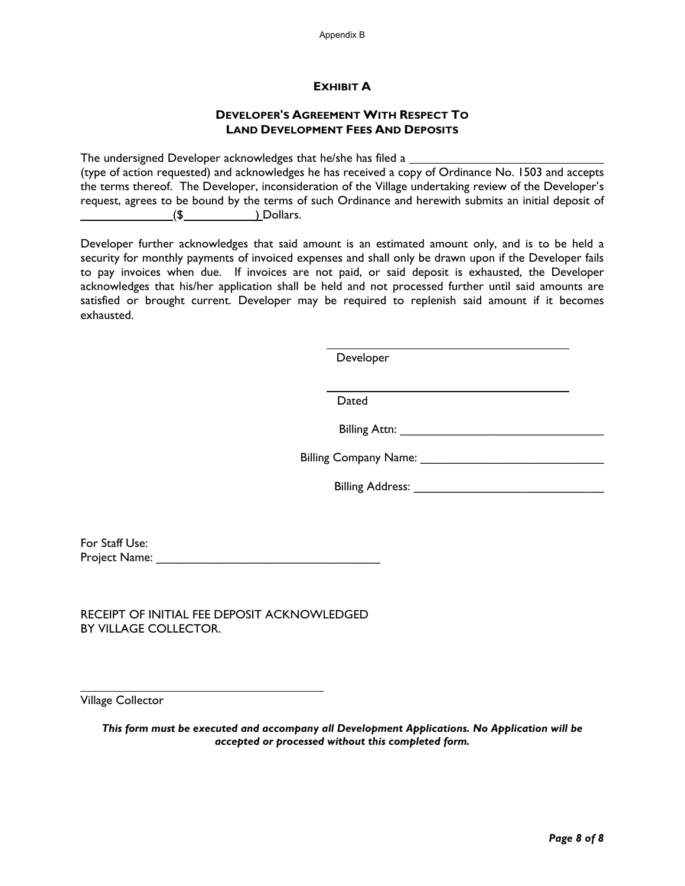# EXHIBIT A

## DEVELOPER'S AGREEMENT WITH RESPECT TO LAND DEVELOPMENT FEES AND DEPOSITS

The undersigned Developer acknowledges that he/she has filed a ______________________________ (type of action requested) and acknowledges he has received a copy of Ordinance No. 1503 and accepts the terms thereof. The Developer, inconsideration of the Village undertaking review of the Developer's request, agrees to be bound by the terms of such Ordinance and herewith submits an initial deposit of ______________ ($___________) Dollars.

Developer further acknowledges that said amount is an estimated amount only, and is to be held a security for monthly payments of invoiced expenses and shall only be drawn upon if the Developer fails to pay invoices when due. If invoices are not paid, or said deposit is exhausted, the Developer acknowledges that his/her application shall be held and not processed further until said amounts are satisfied or brought current. Developer may be required to replenish said amount if it becomes exhausted.

_______________________________________
Developer

_______________________________________
Dated

Billing Attn: _______________________________

Billing Company Name: ___________________________

Billing Address: ____________________________

For Staff Use:
Project Name: __________________________________

RECEIPT OF INITIAL FEE DEPOSIT ACKNOWLEDGED
BY VILLAGE COLLECTOR.

_______________________________________
Village Collector

***This form must be executed and accompany all Development Applications. No Application will be accepted or processed without this completed form.***